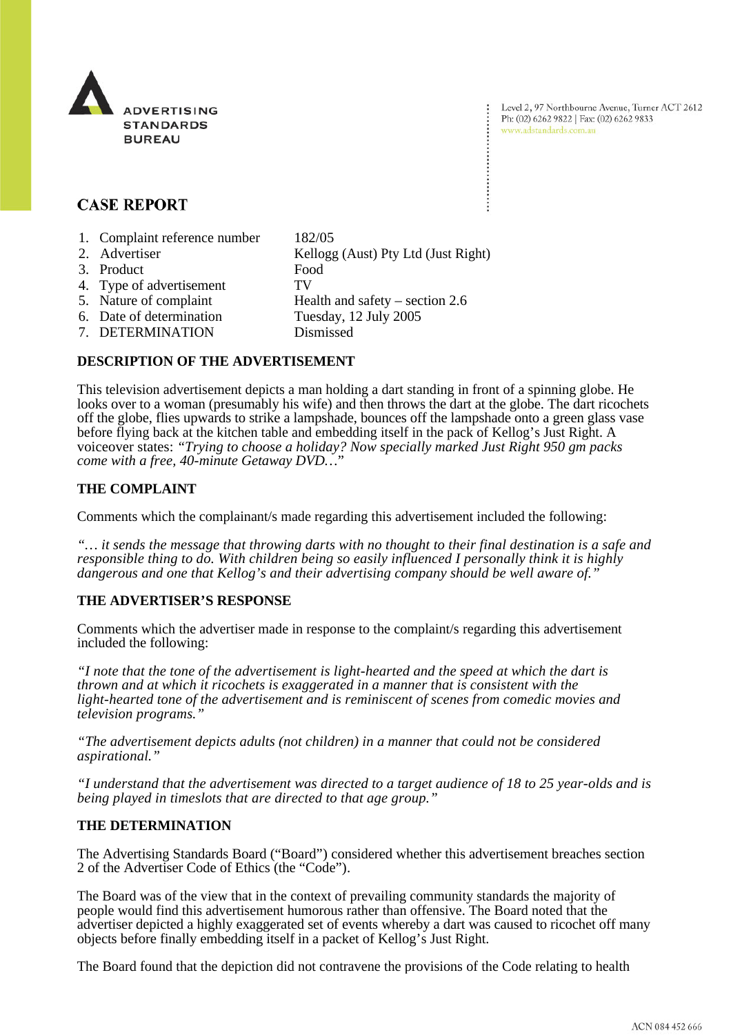ADVERTISING STANDARDS BUREAU

Level 2, 97 Northbourne Avenue, Turner ACT 2612
Ph: (02) 6262 9822 | Fax: (02) 6262 9833
www.adstandards.com.au

# CASE REPORT

| | | |
|---|---|---|
| 1. | Complaint reference number | 182/05 |
| 2. | Advertiser | Kellogg (Aust) Pty Ltd (Just Right) |
| 3. | Product | Food |
| 4. | Type of advertisement | TV |
| 5. | Nature of complaint | Health and safety – section 2.6 |
| 6. | Date of determination | Tuesday, 12 July 2005 |
| 7. | DETERMINATION | Dismissed |

## DESCRIPTION OF THE ADVERTISEMENT

This television advertisement depicts a man holding a dart standing in front of a spinning globe. He looks over to a woman (presumably his wife) and then throws the dart at the globe. The dart ricochets off the globe, flies upwards to strike a lampshade, bounces off the lampshade onto a green glass vase before flying back at the kitchen table and embedding itself in the pack of Kellog's Just Right. A voiceover states: *"Trying to choose a holiday? Now specially marked Just Right 950 gm packs come with a free, 40-minute Getaway DVD…*"

## THE COMPLAINT

Comments which the complainant/s made regarding this advertisement included the following:

*"… it sends the message that throwing darts with no thought to their final destination is a safe and responsible thing to do. With children being so easily influenced I personally think it is highly dangerous and one that Kellog's and their advertising company should be well aware of."*

## THE ADVERTISER'S RESPONSE

Comments which the advertiser made in response to the complaint/s regarding this advertisement included the following:

*"I note that the tone of the advertisement is light-hearted and the speed at which the dart is thrown and at which it ricochets is exaggerated in a manner that is consistent with the light-hearted tone of the advertisement and is reminiscent of scenes from comedic movies and television programs."*

*"The advertisement depicts adults (not children) in a manner that could not be considered aspirational."*

*"I understand that the advertisement was directed to a target audience of 18 to 25 year-olds and is being played in timeslots that are directed to that age group."*

## THE DETERMINATION

The Advertising Standards Board ("Board") considered whether this advertisement breaches section 2 of the Advertiser Code of Ethics (the "Code").

The Board was of the view that in the context of prevailing community standards the majority of people would find this advertisement humorous rather than offensive. The Board noted that the advertiser depicted a highly exaggerated set of events whereby a dart was caused to ricochet off many objects before finally embedding itself in a packet of Kellog's Just Right.

The Board found that the depiction did not contravene the provisions of the Code relating to health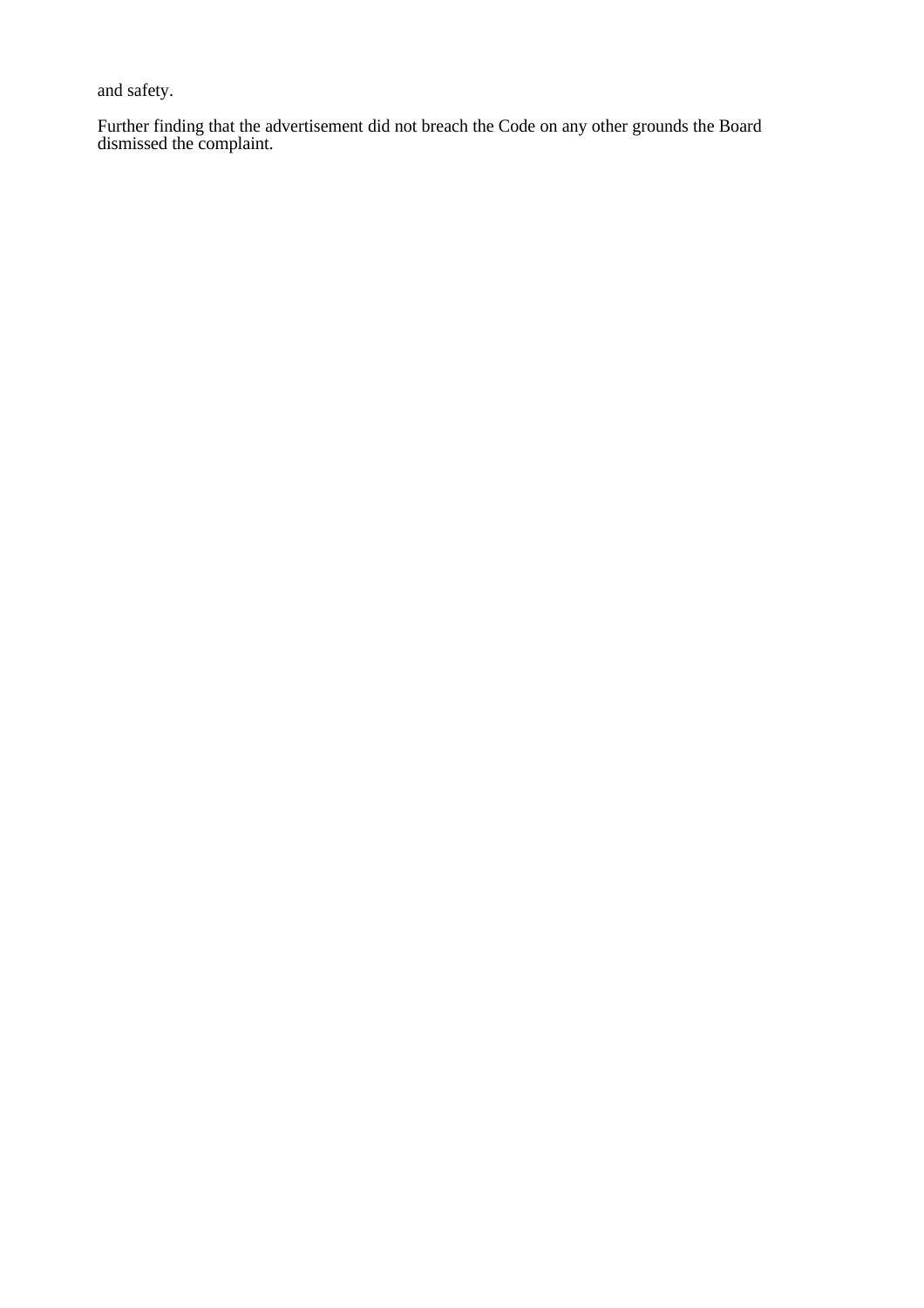and safety.

Further finding that the advertisement did not breach the Code on any other grounds the Board dismissed the complaint.